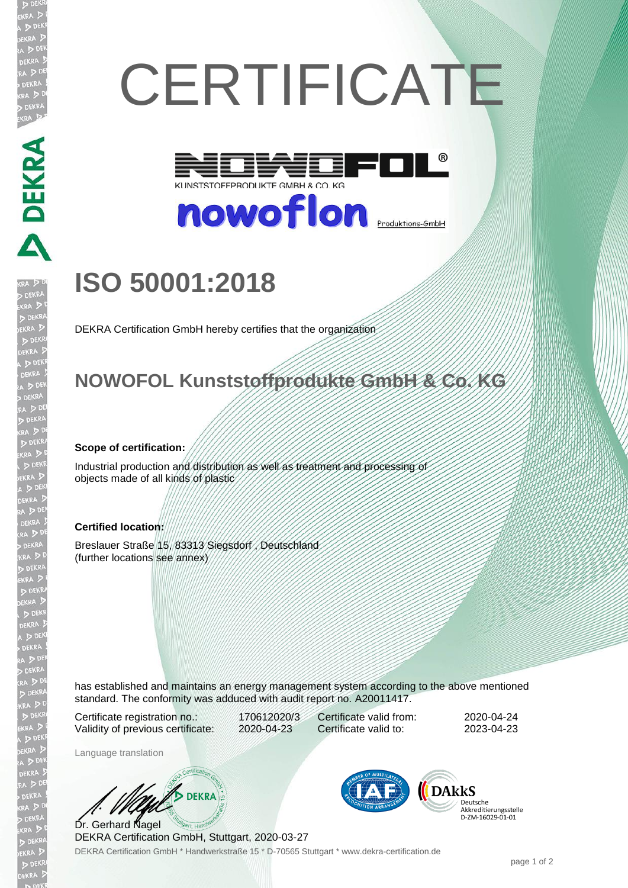# CERTIFICATE

NOWOFOL®

KUNSTSTOFFPRODUKTE GMBH & CO. KG

nowoflon Produktions-GmbH

## ISO 50001:2018

DEKRA Certification GmbH hereby certifies that the organization

## NOWOFOL Kunststoffprodukte GmbH & Co. KG

**Scope of certification:**

Industrial production and distribution as well as treatment and processing of objects made of all kinds of plastic

**Certified location:**

Breslauer Straße 15, 83313 Siegsdorf , Deutschland
(further locations see annex)

has established and maintains an energy management system according to the above mentioned standard. The conformity was adduced with audit report no. A20011417.

| | | | |
|---|---|---|---|
| Certificate registration no.: | 170612020/3 | Certificate valid from: | 2020-04-24 |
| Validity of previous certificate: | 2020-04-23 | Certificate valid to: | 2023-04-23 |

Language translation

Dr. Gerhard Nagel
DEKRA Certification GmbH, Stuttgart, 2020-03-27

DAkkS Deutsche Akkreditierungsstelle D-ZM-16029-01-01

DEKRA Certification GmbH * Handwerkstraße 15 * D-70565 Stuttgart * www.dekra-certification.de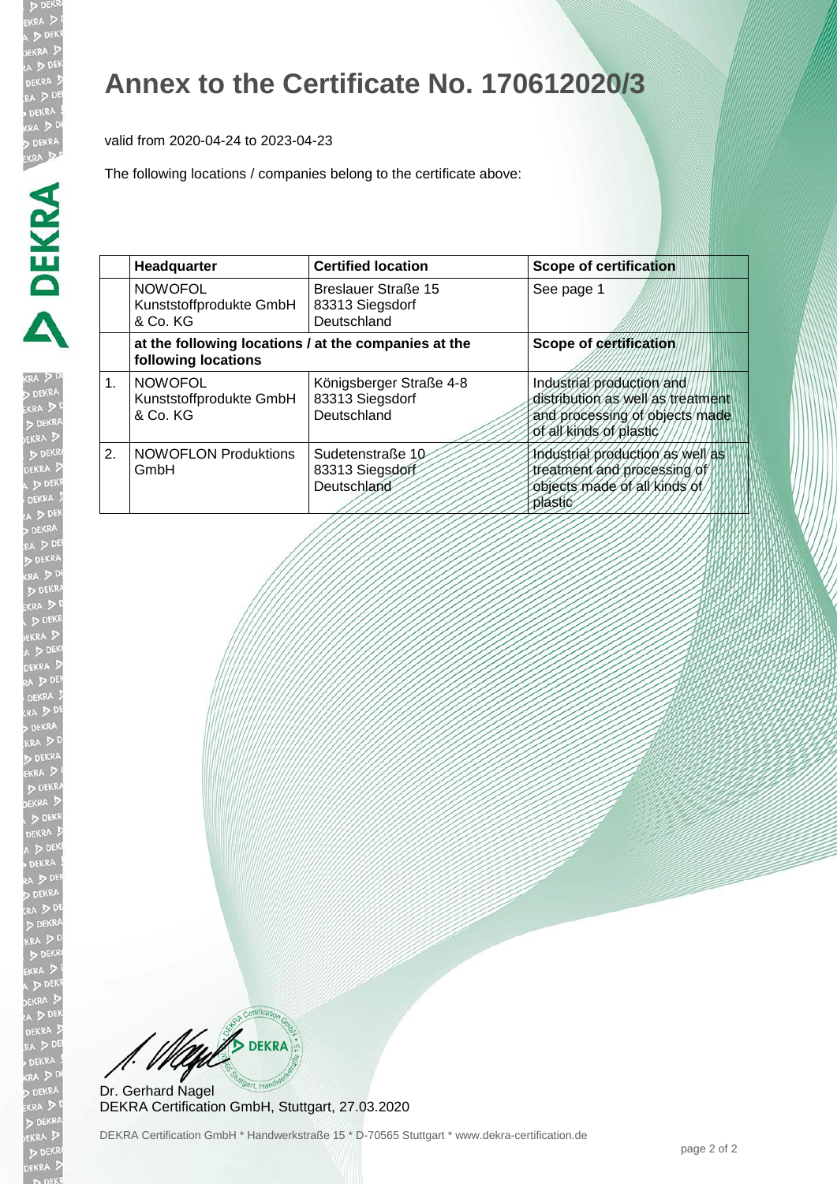# Annex to the Certificate No. 170612020/3

valid from 2020-04-24 to 2023-04-23

The following locations / companies belong to the certificate above:

| | Headquarter | Certified location | Scope of certification |
|---|---|---|---|
| | NOWOFOL Kunststoffprodukte GmbH & Co. KG | Breslauer Straße 15<br>83313 Siegsdorf<br>Deutschland | See page 1 |
| | **at the following locations / at the companies at the following locations** | | **Scope of certification** |
| 1. | NOWOFOL Kunststoffprodukte GmbH & Co. KG | Königsberger Straße 4-8<br>83313 Siegsdorf<br>Deutschland | Industrial production and distribution as well as treatment and processing of objects made of all kinds of plastic |
| 2. | NOWOFLON Produktions GmbH | Sudetenstraße 10<br>83313 Siegsdorf<br>Deutschland | Industrial production as well as treatment and processing of objects made of all kinds of plastic |

Dr. Gerhard Nagel
DEKRA Certification GmbH, Stuttgart, 27.03.2020

DEKRA Certification GmbH * Handwerkstraße 15 * D-70565 Stuttgart * www.dekra-certification.de